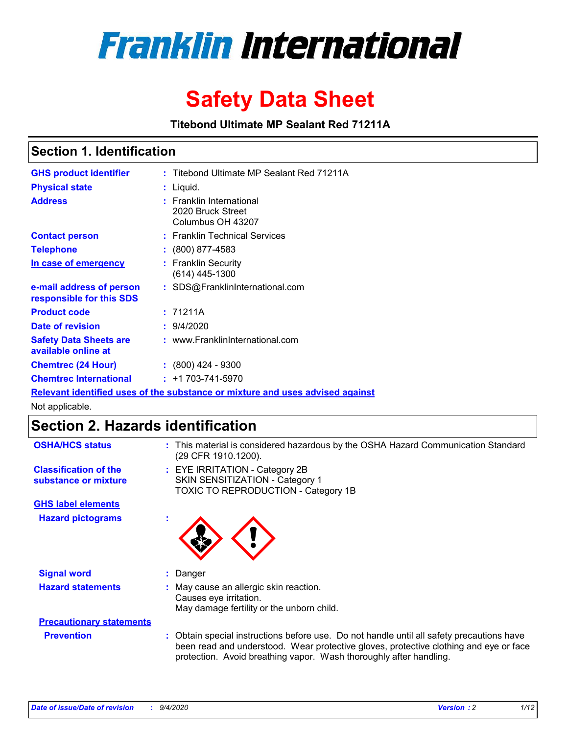# Franklin International

# Safety Data Sheet

**Titebond Ultimate MP Sealant Red 71211A**

## Section 1. Identification

| | | |
|---|---|---|
| **GHS product identifier** | : | Titebond Ultimate MP Sealant Red 71211A |
| **Physical state** | : | Liquid. |
| **Address** | : | Franklin International<br>2020 Bruck Street<br>Columbus OH 43207 |
| **Contact person** | : | Franklin Technical Services |
| **Telephone** | : | (800) 877-4583 |
| **In case of emergency** | : | Franklin Security<br>(614) 445-1300 |
| **e-mail address of person responsible for this SDS** | : | SDS@FranklinInternational.com |
| **Product code** | : | 71211A |
| **Date of revision** | : | 9/4/2020 |
| **Safety Data Sheets are available online at** | : | www.FranklinInternational.com |
| **Chemtrec (24 Hour)** | : | (800) 424 - 9300 |
| **Chemtrec International** | : | +1 703-741-5970 |

**Relevant identified uses of the substance or mixture and uses advised against**

Not applicable.

## Section 2. Hazards identification

| | | |
|---|---|---|
| **OSHA/HCS status** | : | This material is considered hazardous by the OSHA Hazard Communication Standard (29 CFR 1910.1200). |
| **Classification of the substance or mixture** | : | EYE IRRITATION - Category 2B<br>SKIN SENSITIZATION - Category 1<br>TOXIC TO REPRODUCTION - Category 1B |

**GHS label elements**

**Hazard pictograms** :

| | | |
|---|---|---|
| **Signal word** | : | Danger |
| **Hazard statements** | : | May cause an allergic skin reaction.<br>Causes eye irritation.<br>May damage fertility or the unborn child. |

**Precautionary statements**

| | | |
|---|---|---|
| **Prevention** | : | Obtain special instructions before use. Do not handle until all safety precautions have been read and understood. Wear protective gloves, protective clothing and eye or face protection. Avoid breathing vapor. Wash thoroughly after handling. |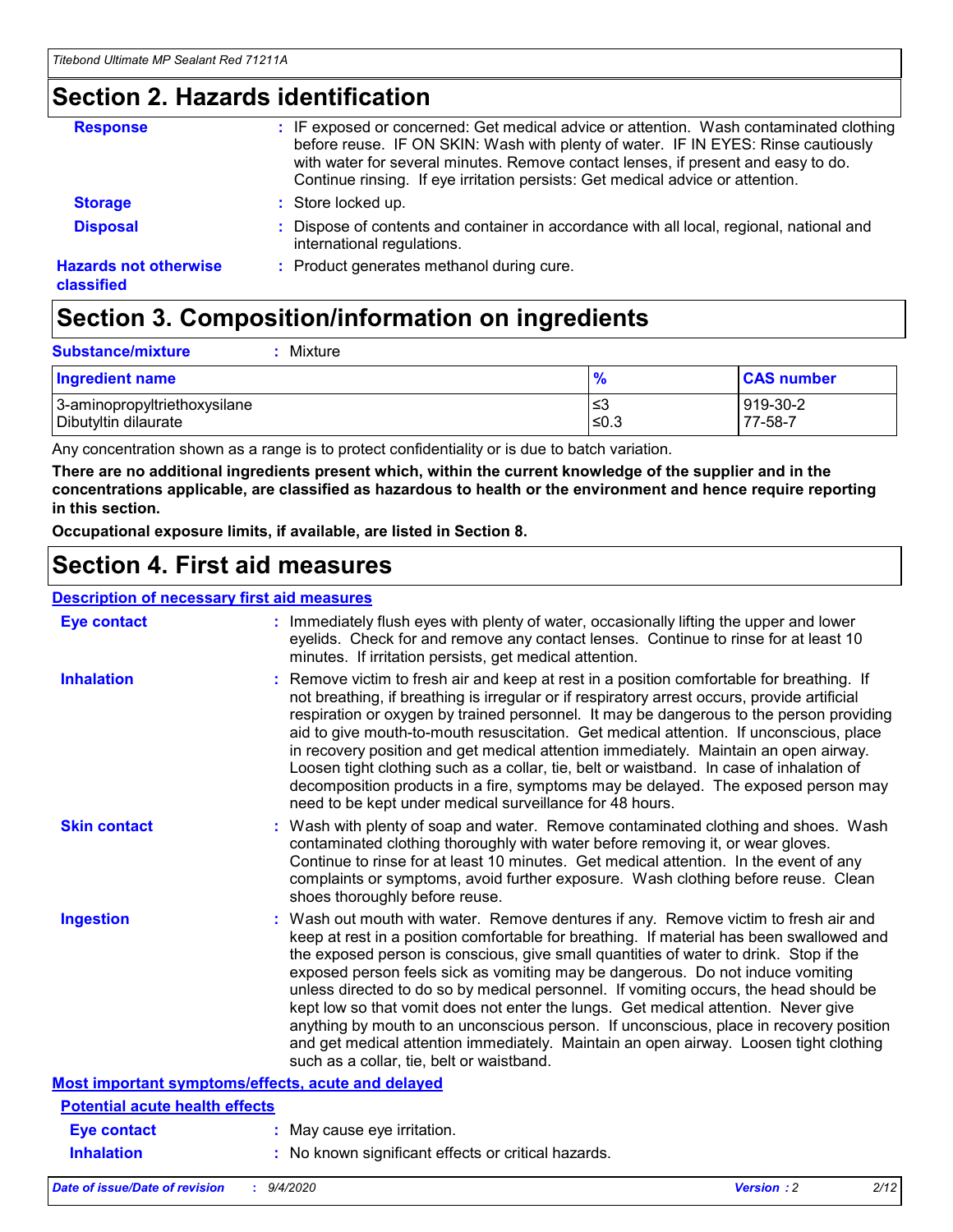## Section 2. Hazards identification

**Response** : IF exposed or concerned: Get medical advice or attention. Wash contaminated clothing before reuse. IF ON SKIN: Wash with plenty of water. IF IN EYES: Rinse cautiously with water for several minutes. Remove contact lenses, if present and easy to do. Continue rinsing. If eye irritation persists: Get medical advice or attention.

**Storage** : Store locked up.

**Disposal** : Dispose of contents and container in accordance with all local, regional, national and international regulations.

**Hazards not otherwise classified** : Product generates methanol during cure.

## Section 3. Composition/information on ingredients

**Substance/mixture** : Mixture

| Ingredient name | % | CAS number |
|---|---|---|
| 3-aminopropyltriethoxysilane | ≤3 | 919-30-2 |
| Dibutyltin dilaurate | ≤0.3 | 77-58-7 |

Any concentration shown as a range is to protect confidentiality or is due to batch variation.

**There are no additional ingredients present which, within the current knowledge of the supplier and in the concentrations applicable, are classified as hazardous to health or the environment and hence require reporting in this section.**

**Occupational exposure limits, if available, are listed in Section 8.**

## Section 4. First aid measures

### Description of necessary first aid measures

**Eye contact** : Immediately flush eyes with plenty of water, occasionally lifting the upper and lower eyelids. Check for and remove any contact lenses. Continue to rinse for at least 10 minutes. If irritation persists, get medical attention.

**Inhalation** : Remove victim to fresh air and keep at rest in a position comfortable for breathing. If not breathing, if breathing is irregular or if respiratory arrest occurs, provide artificial respiration or oxygen by trained personnel. It may be dangerous to the person providing aid to give mouth-to-mouth resuscitation. Get medical attention. If unconscious, place in recovery position and get medical attention immediately. Maintain an open airway. Loosen tight clothing such as a collar, tie, belt or waistband. In case of inhalation of decomposition products in a fire, symptoms may be delayed. The exposed person may need to be kept under medical surveillance for 48 hours.

**Skin contact** : Wash with plenty of soap and water. Remove contaminated clothing and shoes. Wash contaminated clothing thoroughly with water before removing it, or wear gloves. Continue to rinse for at least 10 minutes. Get medical attention. In the event of any complaints or symptoms, avoid further exposure. Wash clothing before reuse. Clean shoes thoroughly before reuse.

**Ingestion** : Wash out mouth with water. Remove dentures if any. Remove victim to fresh air and keep at rest in a position comfortable for breathing. If material has been swallowed and the exposed person is conscious, give small quantities of water to drink. Stop if the exposed person feels sick as vomiting may be dangerous. Do not induce vomiting unless directed to do so by medical personnel. If vomiting occurs, the head should be kept low so that vomit does not enter the lungs. Get medical attention. Never give anything by mouth to an unconscious person. If unconscious, place in recovery position and get medical attention immediately. Maintain an open airway. Loosen tight clothing such as a collar, tie, belt or waistband.

### Most important symptoms/effects, acute and delayed

#### Potential acute health effects

**Eye contact** : May cause eye irritation.

**Inhalation** : No known significant effects or critical hazards.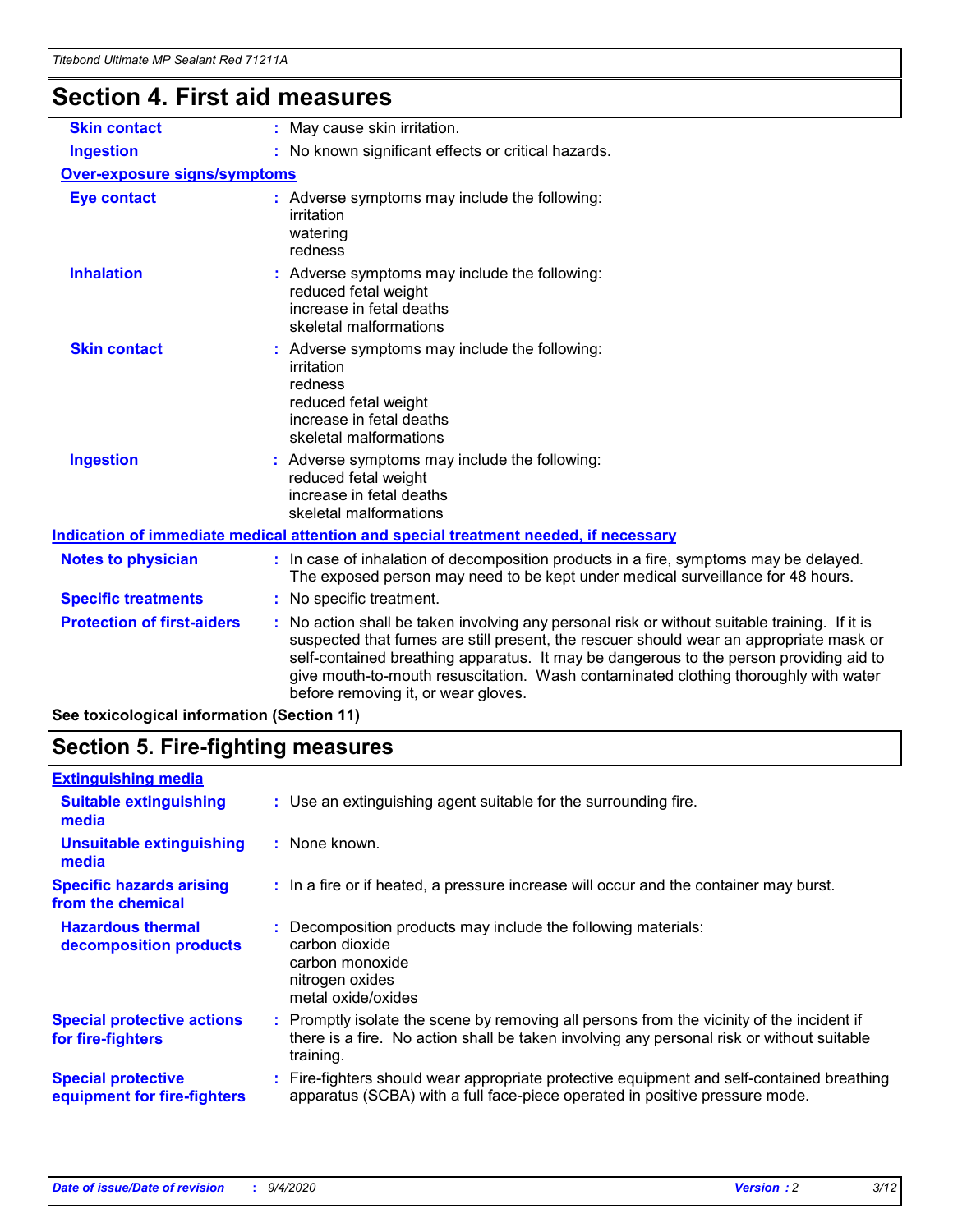## Section 4. First aid measures

| | |
|---|---|
| **Skin contact** | : May cause skin irritation. |
| **Ingestion** | : No known significant effects or critical hazards. |

**Over-exposure signs/symptoms**

| | |
|---|---|
| **Eye contact** | : Adverse symptoms may include the following:<br>irritation<br>watering<br>redness |
| **Inhalation** | : Adverse symptoms may include the following:<br>reduced fetal weight<br>increase in fetal deaths<br>skeletal malformations |
| **Skin contact** | : Adverse symptoms may include the following:<br>irritation<br>redness<br>reduced fetal weight<br>increase in fetal deaths<br>skeletal malformations |
| **Ingestion** | : Adverse symptoms may include the following:<br>reduced fetal weight<br>increase in fetal deaths<br>skeletal malformations |

**Indication of immediate medical attention and special treatment needed, if necessary**

| | |
|---|---|
| **Notes to physician** | : In case of inhalation of decomposition products in a fire, symptoms may be delayed. The exposed person may need to be kept under medical surveillance for 48 hours. |
| **Specific treatments** | : No specific treatment. |
| **Protection of first-aiders** | : No action shall be taken involving any personal risk or without suitable training. If it is suspected that fumes are still present, the rescuer should wear an appropriate mask or self-contained breathing apparatus. It may be dangerous to the person providing aid to give mouth-to-mouth resuscitation. Wash contaminated clothing thoroughly with water before removing it, or wear gloves. |

**See toxicological information (Section 11)**

## Section 5. Fire-fighting measures

**Extinguishing media**

| | |
|---|---|
| **Suitable extinguishing media** | : Use an extinguishing agent suitable for the surrounding fire. |
| **Unsuitable extinguishing media** | : None known. |
| **Specific hazards arising from the chemical** | : In a fire or if heated, a pressure increase will occur and the container may burst. |
| **Hazardous thermal decomposition products** | : Decomposition products may include the following materials:<br>carbon dioxide<br>carbon monoxide<br>nitrogen oxides<br>metal oxide/oxides |
| **Special protective actions for fire-fighters** | : Promptly isolate the scene by removing all persons from the vicinity of the incident if there is a fire. No action shall be taken involving any personal risk or without suitable training. |
| **Special protective equipment for fire-fighters** | : Fire-fighters should wear appropriate protective equipment and self-contained breathing apparatus (SCBA) with a full face-piece operated in positive pressure mode. |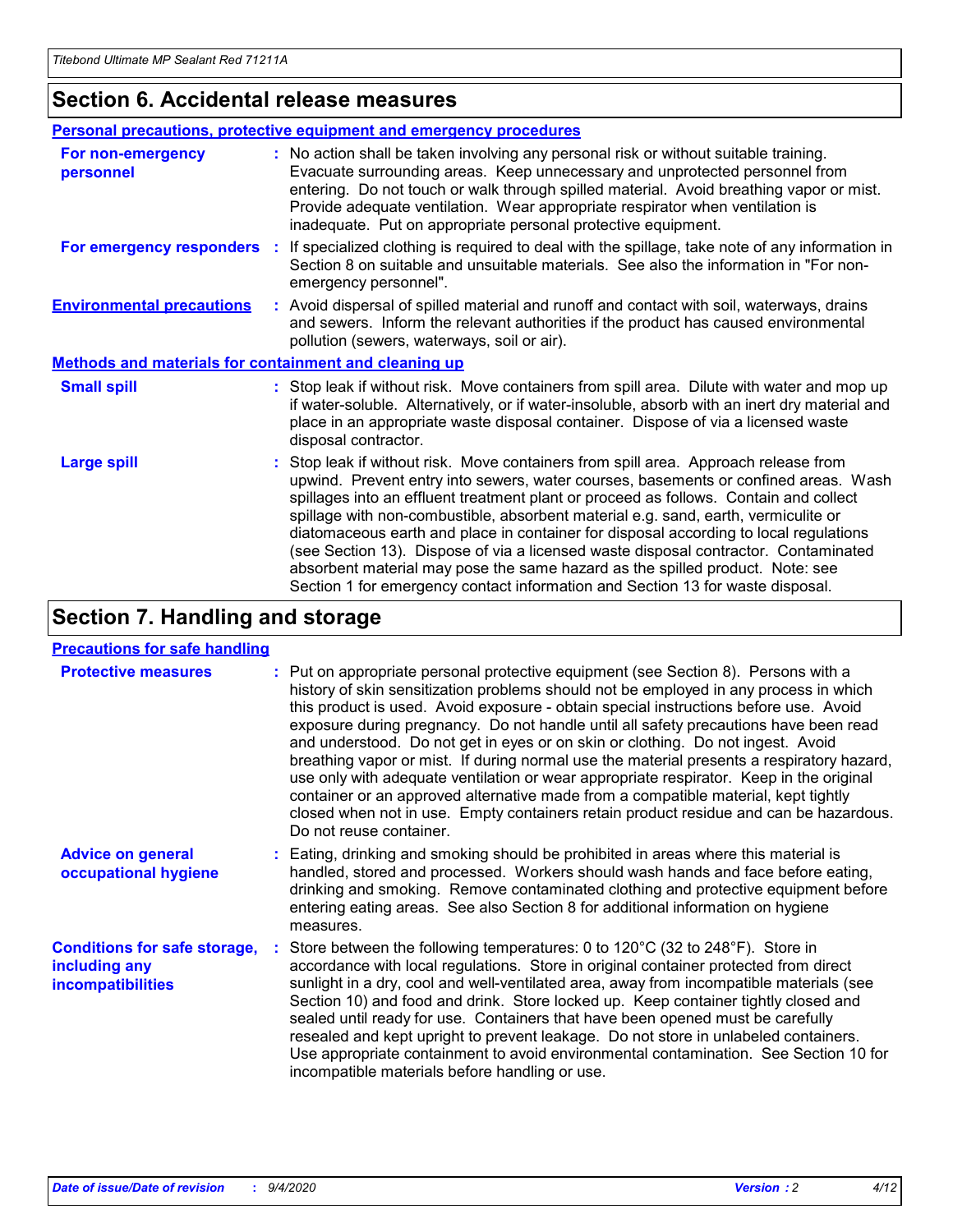## Section 6. Accidental release measures

### Personal precautions, protective equipment and emergency procedures

**For non-emergency personnel** : No action shall be taken involving any personal risk or without suitable training. Evacuate surrounding areas. Keep unnecessary and unprotected personnel from entering. Do not touch or walk through spilled material. Avoid breathing vapor or mist. Provide adequate ventilation. Wear appropriate respirator when ventilation is inadequate. Put on appropriate personal protective equipment.

**For emergency responders** : If specialized clothing is required to deal with the spillage, take note of any information in Section 8 on suitable and unsuitable materials. See also the information in "For non-emergency personnel".

**Environmental precautions** : Avoid dispersal of spilled material and runoff and contact with soil, waterways, drains and sewers. Inform the relevant authorities if the product has caused environmental pollution (sewers, waterways, soil or air).

### Methods and materials for containment and cleaning up

**Small spill** : Stop leak if without risk. Move containers from spill area. Dilute with water and mop up if water-soluble. Alternatively, or if water-insoluble, absorb with an inert dry material and place in an appropriate waste disposal container. Dispose of via a licensed waste disposal contractor.

**Large spill** : Stop leak if without risk. Move containers from spill area. Approach release from upwind. Prevent entry into sewers, water courses, basements or confined areas. Wash spillages into an effluent treatment plant or proceed as follows. Contain and collect spillage with non-combustible, absorbent material e.g. sand, earth, vermiculite or diatomaceous earth and place in container for disposal according to local regulations (see Section 13). Dispose of via a licensed waste disposal contractor. Contaminated absorbent material may pose the same hazard as the spilled product. Note: see Section 1 for emergency contact information and Section 13 for waste disposal.

## Section 7. Handling and storage

### Precautions for safe handling

**Protective measures** : Put on appropriate personal protective equipment (see Section 8). Persons with a history of skin sensitization problems should not be employed in any process in which this product is used. Avoid exposure - obtain special instructions before use. Avoid exposure during pregnancy. Do not handle until all safety precautions have been read and understood. Do not get in eyes or on skin or clothing. Do not ingest. Avoid breathing vapor or mist. If during normal use the material presents a respiratory hazard, use only with adequate ventilation or wear appropriate respirator. Keep in the original container or an approved alternative made from a compatible material, kept tightly closed when not in use. Empty containers retain product residue and can be hazardous. Do not reuse container.

**Advice on general occupational hygiene** : Eating, drinking and smoking should be prohibited in areas where this material is handled, stored and processed. Workers should wash hands and face before eating, drinking and smoking. Remove contaminated clothing and protective equipment before entering eating areas. See also Section 8 for additional information on hygiene measures.

**Conditions for safe storage, including any incompatibilities** : Store between the following temperatures: 0 to 120°C (32 to 248°F). Store in accordance with local regulations. Store in original container protected from direct sunlight in a dry, cool and well-ventilated area, away from incompatible materials (see Section 10) and food and drink. Store locked up. Keep container tightly closed and sealed until ready for use. Containers that have been opened must be carefully resealed and kept upright to prevent leakage. Do not store in unlabeled containers. Use appropriate containment to avoid environmental contamination. See Section 10 for incompatible materials before handling or use.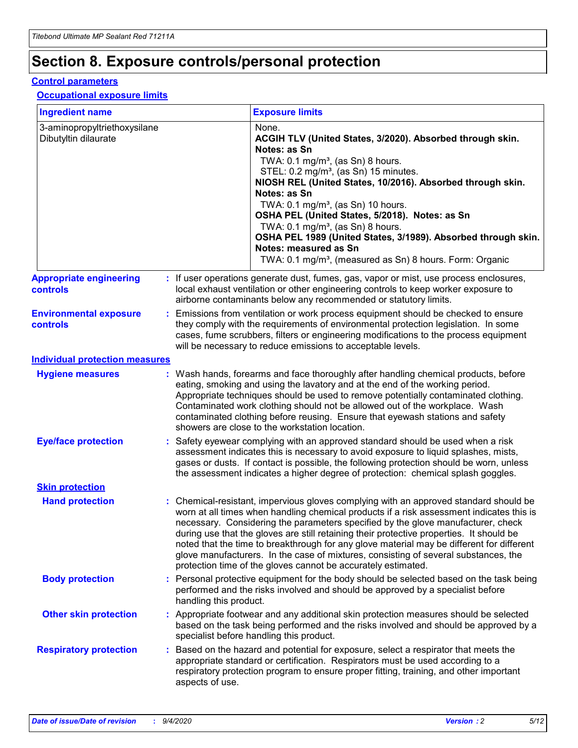# Section 8. Exposure controls/personal protection

## Control parameters

### Occupational exposure limits

| Ingredient name | Exposure limits |
|---|---|
| 3-aminopropyltriethoxysilane | None. |
| Dibutyltin dilaurate | **ACGIH TLV (United States, 3/2020). Absorbed through skin. Notes: as Sn**<br>TWA: 0.1 mg/m³, (as Sn) 8 hours.<br>STEL: 0.2 mg/m³, (as Sn) 15 minutes.<br>**NIOSH REL (United States, 10/2016). Absorbed through skin. Notes: as Sn**<br>TWA: 0.1 mg/m³, (as Sn) 10 hours.<br>**OSHA PEL (United States, 5/2018). Notes: as Sn**<br>TWA: 0.1 mg/m³, (as Sn) 8 hours.<br>**OSHA PEL 1989 (United States, 3/1989). Absorbed through skin. Notes: measured as Sn**<br>TWA: 0.1 mg/m³, (measured as Sn) 8 hours. Form: Organic |

**Appropriate engineering controls** : If user operations generate dust, fumes, gas, vapor or mist, use process enclosures, local exhaust ventilation or other engineering controls to keep worker exposure to airborne contaminants below any recommended or statutory limits.

**Environmental exposure controls** : Emissions from ventilation or work process equipment should be checked to ensure they comply with the requirements of environmental protection legislation. In some cases, fume scrubbers, filters or engineering modifications to the process equipment will be necessary to reduce emissions to acceptable levels.

## Individual protection measures

**Hygiene measures** : Wash hands, forearms and face thoroughly after handling chemical products, before eating, smoking and using the lavatory and at the end of the working period. Appropriate techniques should be used to remove potentially contaminated clothing. Contaminated work clothing should not be allowed out of the workplace. Wash contaminated clothing before reusing. Ensure that eyewash stations and safety showers are close to the workstation location.

**Eye/face protection** : Safety eyewear complying with an approved standard should be used when a risk assessment indicates this is necessary to avoid exposure to liquid splashes, mists, gases or dusts. If contact is possible, the following protection should be worn, unless the assessment indicates a higher degree of protection: chemical splash goggles.

### Skin protection

**Hand protection** : Chemical-resistant, impervious gloves complying with an approved standard should be worn at all times when handling chemical products if a risk assessment indicates this is necessary. Considering the parameters specified by the glove manufacturer, check during use that the gloves are still retaining their protective properties. It should be noted that the time to breakthrough for any glove material may be different for different glove manufacturers. In the case of mixtures, consisting of several substances, the protection time of the gloves cannot be accurately estimated.

**Body protection** : Personal protective equipment for the body should be selected based on the task being performed and the risks involved and should be approved by a specialist before handling this product.

**Other skin protection** : Appropriate footwear and any additional skin protection measures should be selected based on the task being performed and the risks involved and should be approved by a specialist before handling this product.

**Respiratory protection** : Based on the hazard and potential for exposure, select a respirator that meets the appropriate standard or certification. Respirators must be used according to a respiratory protection program to ensure proper fitting, training, and other important aspects of use.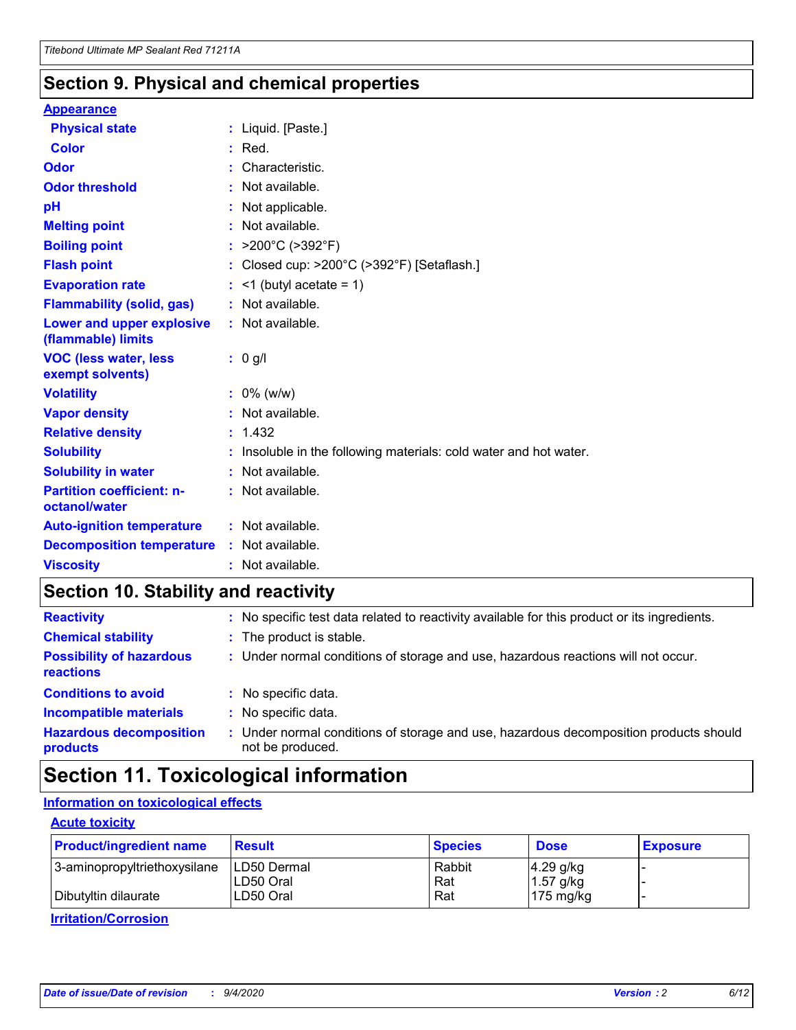## Section 9. Physical and chemical properties

### Appearance

| | |
|---|---|
| **Physical state** | : Liquid. [Paste.] |
| **Color** | : Red. |
| **Odor** | : Characteristic. |
| **Odor threshold** | : Not available. |
| **pH** | : Not applicable. |
| **Melting point** | : Not available. |
| **Boiling point** | : >200°C (>392°F) |
| **Flash point** | : Closed cup: >200°C (>392°F) [Setaflash.] |
| **Evaporation rate** | : <1 (butyl acetate = 1) |
| **Flammability (solid, gas)** | : Not available. |
| **Lower and upper explosive (flammable) limits** | : Not available. |
| **VOC (less water, less exempt solvents)** | : 0 g/l |
| **Volatility** | : 0% (w/w) |
| **Vapor density** | : Not available. |
| **Relative density** | : 1.432 |
| **Solubility** | : Insoluble in the following materials: cold water and hot water. |
| **Solubility in water** | : Not available. |
| **Partition coefficient: n-octanol/water** | : Not available. |
| **Auto-ignition temperature** | : Not available. |
| **Decomposition temperature** | : Not available. |
| **Viscosity** | : Not available. |

## Section 10. Stability and reactivity

| | |
|---|---|
| **Reactivity** | : No specific test data related to reactivity available for this product or its ingredients. |
| **Chemical stability** | : The product is stable. |
| **Possibility of hazardous reactions** | : Under normal conditions of storage and use, hazardous reactions will not occur. |
| **Conditions to avoid** | : No specific data. |
| **Incompatible materials** | : No specific data. |
| **Hazardous decomposition products** | : Under normal conditions of storage and use, hazardous decomposition products should not be produced. |

## Section 11. Toxicological information

### Information on toxicological effects

#### Acute toxicity

| Product/ingredient name | Result | Species | Dose | Exposure |
|---|---|---|---|---|
| 3-aminopropyltriethoxysilane | LD50 Dermal | Rabbit | 4.29 g/kg | - |
| | LD50 Oral | Rat | 1.57 g/kg | - |
| Dibutyltin dilaurate | LD50 Oral | Rat | 175 mg/kg | - |

#### Irritation/Corrosion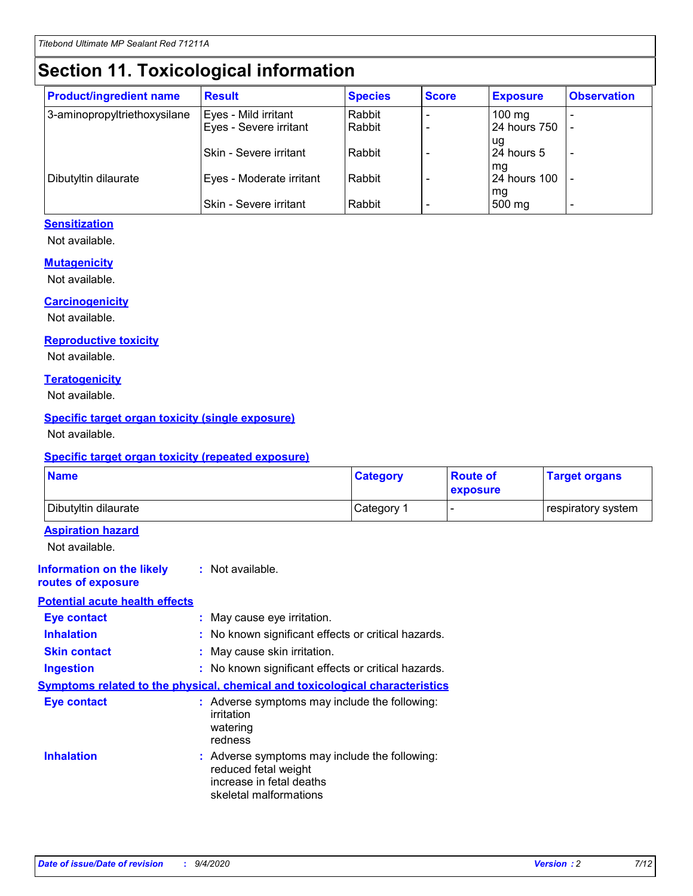# Section 11. Toxicological information

| Product/ingredient name | Result | Species | Score | Exposure | Observation |
|---|---|---|---|---|---|
| 3-aminopropyltriethoxysilane | Eyes - Mild irritant | Rabbit | - | 100 mg | - |
| | Eyes - Severe irritant | Rabbit | - | 24 hours 750 ug | - |
| | Skin - Severe irritant | Rabbit | - | 24 hours 5 mg | - |
| Dibutyltin dilaurate | Eyes - Moderate irritant | Rabbit | - | 24 hours 100 mg | - |
| | Skin - Severe irritant | Rabbit | - | 500 mg | - |

### Sensitization

Not available.

### Mutagenicity

Not available.

### Carcinogenicity

Not available.

### Reproductive toxicity

Not available.

### Teratogenicity

Not available.

### Specific target organ toxicity (single exposure)

Not available.

### Specific target organ toxicity (repeated exposure)

| Name | Category | Route of exposure | Target organs |
|---|---|---|---|
| Dibutyltin dilaurate | Category 1 | - | respiratory system |

### Aspiration hazard

Not available.

**Information on the likely routes of exposure** : Not available.

### Potential acute health effects

**Eye contact** : May cause eye irritation.

**Inhalation** : No known significant effects or critical hazards.

**Skin contact** : May cause skin irritation.

**Ingestion** : No known significant effects or critical hazards.

### Symptoms related to the physical, chemical and toxicological characteristics

**Eye contact** : Adverse symptoms may include the following:
irritation
watering
redness

**Inhalation** : Adverse symptoms may include the following:
reduced fetal weight
increase in fetal deaths
skeletal malformations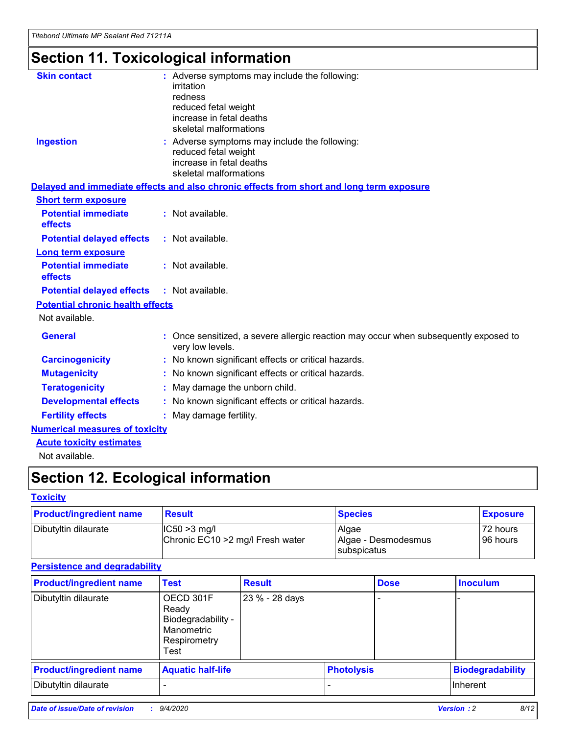# Section 11. Toxicological information

**Skin contact** : Adverse symptoms may include the following:
irritation
redness
reduced fetal weight
increase in fetal deaths
skeletal malformations

**Ingestion** : Adverse symptoms may include the following:
reduced fetal weight
increase in fetal deaths
skeletal malformations

**Delayed and immediate effects and also chronic effects from short and long term exposure**

**Short term exposure**

**Potential immediate effects** : Not available.

**Potential delayed effects** : Not available.

**Long term exposure**

**Potential immediate effects** : Not available.

**Potential delayed effects** : Not available.

**Potential chronic health effects**

Not available.

**General** : Once sensitized, a severe allergic reaction may occur when subsequently exposed to very low levels.

**Carcinogenicity** : No known significant effects or critical hazards.

**Mutagenicity** : No known significant effects or critical hazards.

**Teratogenicity** : May damage the unborn child.

**Developmental effects** : No known significant effects or critical hazards.

**Fertility effects** : May damage fertility.

**Numerical measures of toxicity**

**Acute toxicity estimates**

Not available.

# Section 12. Ecological information

**Toxicity**

| Product/ingredient name | Result | Species | Exposure |
|---|---|---|---|
| Dibutyltin dilaurate | IC50 >3 mg/l<br>Chronic EC10 >2 mg/l Fresh water | Algae<br>Algae - Desmodesmus subspicatus | 72 hours<br>96 hours |

**Persistence and degradability**

| Product/ingredient name | Test | Result | Dose | Inoculum |
|---|---|---|---|---|
| Dibutyltin dilaurate | OECD 301F Ready Biodegradability - Manometric Respirometry Test | 23 % - 28 days | - | - |

| Product/ingredient name | Aquatic half-life | Photolysis | Biodegradability |
|---|---|---|---|
| Dibutyltin dilaurate | - | - | Inherent |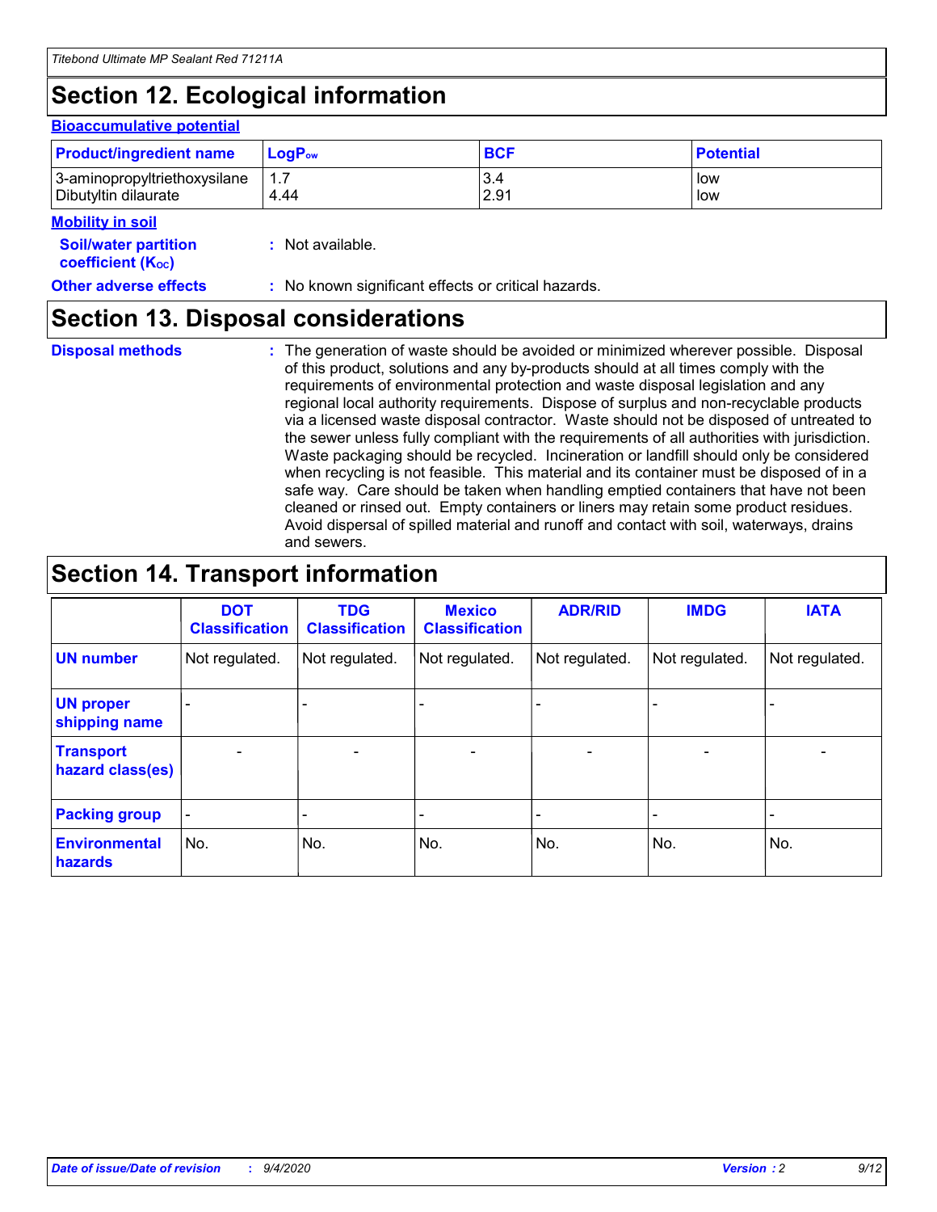# Section 12. Ecological information

**Bioaccumulative potential**

| Product/ingredient name | $LogP_{ow}$ | BCF | Potential |
|---|---|---|---|
| 3-aminopropyltriethoxysilane | 1.7 | 3.4 | low |
| Dibutyltin dilaurate | 4.44 | 2.91 | low |

**Mobility in soil**

**Soil/water partition coefficient ($K_{OC}$)** : Not available.

**Other adverse effects** : No known significant effects or critical hazards.

# Section 13. Disposal considerations

**Disposal methods** : The generation of waste should be avoided or minimized wherever possible. Disposal of this product, solutions and any by-products should at all times comply with the requirements of environmental protection and waste disposal legislation and any regional local authority requirements. Dispose of surplus and non-recyclable products via a licensed waste disposal contractor. Waste should not be disposed of untreated to the sewer unless fully compliant with the requirements of all authorities with jurisdiction. Waste packaging should be recycled. Incineration or landfill should only be considered when recycling is not feasible. This material and its container must be disposed of in a safe way. Care should be taken when handling emptied containers that have not been cleaned or rinsed out. Empty containers or liners may retain some product residues. Avoid dispersal of spilled material and runoff and contact with soil, waterways, drains and sewers.

# Section 14. Transport information

| | DOT Classification | TDG Classification | Mexico Classification | ADR/RID | IMDG | IATA |
|---|---|---|---|---|---|---|
| **UN number** | Not regulated. | Not regulated. | Not regulated. | Not regulated. | Not regulated. | Not regulated. |
| **UN proper shipping name** | - | - | - | - | - | - |
| **Transport hazard class(es)** | - | - | - | - | - | - |
| **Packing group** | - | - | - | - | - | - |
| **Environmental hazards** | No. | No. | No. | No. | No. | No. |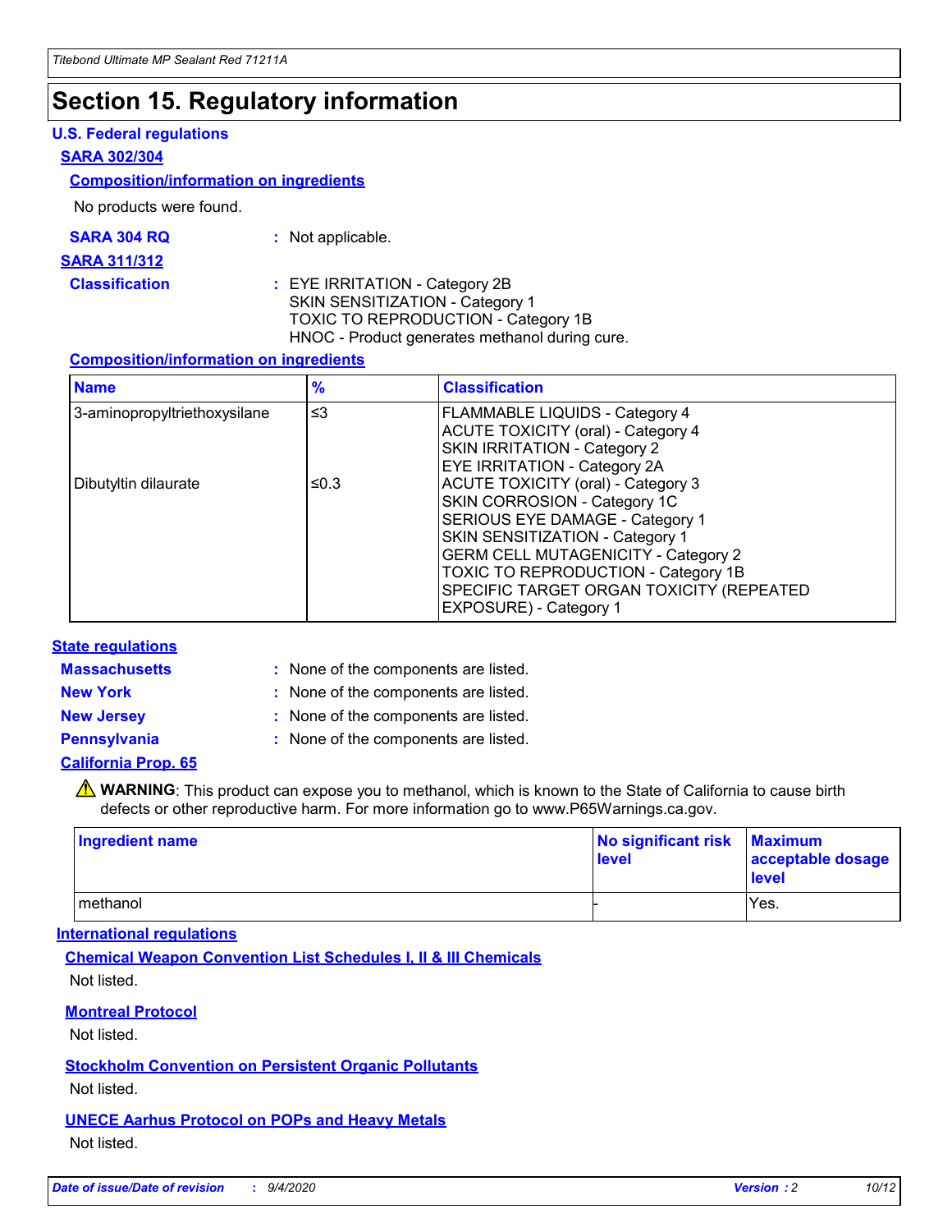# Section 15. Regulatory information

## U.S. Federal regulations

### SARA 302/304

#### Composition/information on ingredients

No products were found.

**SARA 304 RQ** : Not applicable.

### SARA 311/312

**Classification** : EYE IRRITATION - Category 2B
SKIN SENSITIZATION - Category 1
TOXIC TO REPRODUCTION - Category 1B
HNOC - Product generates methanol during cure.

#### Composition/information on ingredients

| Name | % | Classification |
|---|---|---|
| 3-aminopropyltriethoxysilane | ≤3 | FLAMMABLE LIQUIDS - Category 4<br>ACUTE TOXICITY (oral) - Category 4<br>SKIN IRRITATION - Category 2<br>EYE IRRITATION - Category 2A |
| Dibutyltin dilaurate | ≤0.3 | ACUTE TOXICITY (oral) - Category 3<br>SKIN CORROSION - Category 1C<br>SERIOUS EYE DAMAGE - Category 1<br>SKIN SENSITIZATION - Category 1<br>GERM CELL MUTAGENICITY - Category 2<br>TOXIC TO REPRODUCTION - Category 1B<br>SPECIFIC TARGET ORGAN TOXICITY (REPEATED EXPOSURE) - Category 1 |

## State regulations

**Massachusetts** : None of the components are listed.

**New York** : None of the components are listed.

**New Jersey** : None of the components are listed.

**Pennsylvania** : None of the components are listed.

### California Prop. 65

⚠ **WARNING**: This product can expose you to methanol, which is known to the State of California to cause birth defects or other reproductive harm. For more information go to www.P65Warnings.ca.gov.

| Ingredient name | No significant risk level | Maximum acceptable dosage level |
|---|---|---|
| methanol | - | Yes. |

## International regulations

### Chemical Weapon Convention List Schedules I, II & III Chemicals

Not listed.

### Montreal Protocol

Not listed.

### Stockholm Convention on Persistent Organic Pollutants

Not listed.

### UNECE Aarhus Protocol on POPs and Heavy Metals

Not listed.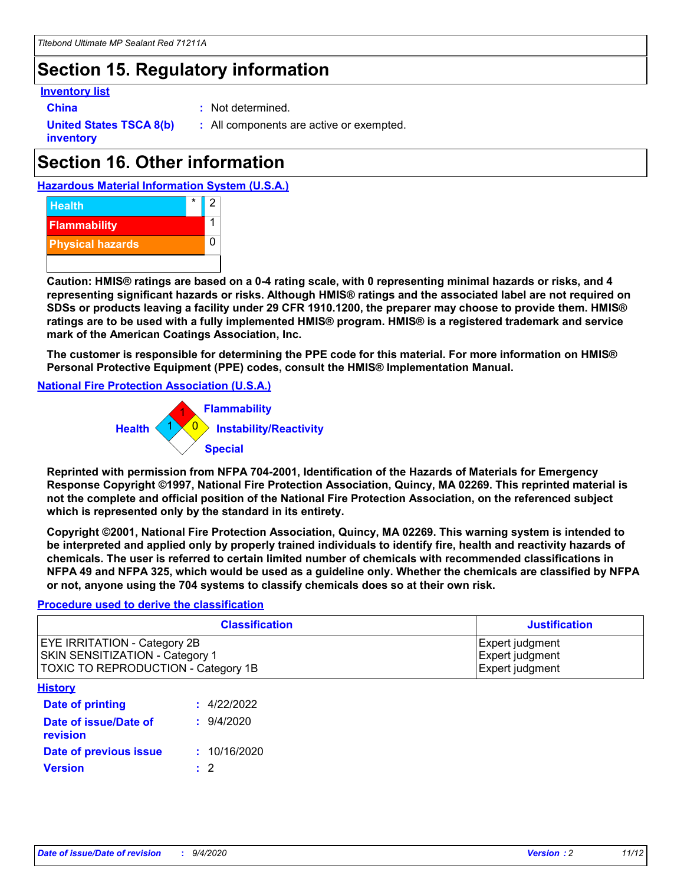## Section 15. Regulatory information

**Inventory list**

**China** : Not determined.

**United States TSCA 8(b) inventory** : All components are active or exempted.

## Section 16. Other information

**Hazardous Material Information System (U.S.A.)**

| | | |
|---|---|---|
| Health | * | 2 |
| Flammability | | 1 |
| Physical hazards | | 0 |

**Caution: HMIS® ratings are based on a 0-4 rating scale, with 0 representing minimal hazards or risks, and 4 representing significant hazards or risks. Although HMIS® ratings and the associated label are not required on SDSs or products leaving a facility under 29 CFR 1910.1200, the preparer may choose to provide them. HMIS® ratings are to be used with a fully implemented HMIS® program. HMIS® is a registered trademark and service mark of the American Coatings Association, Inc.**

**The customer is responsible for determining the PPE code for this material. For more information on HMIS® Personal Protective Equipment (PPE) codes, consult the HMIS® Implementation Manual.**

**National Fire Protection Association (U.S.A.)**

Flammability: 1
Health: 1
Instability/Reactivity: 0
Special:

**Reprinted with permission from NFPA 704-2001, Identification of the Hazards of Materials for Emergency Response Copyright ©1997, National Fire Protection Association, Quincy, MA 02269. This reprinted material is not the complete and official position of the National Fire Protection Association, on the referenced subject which is represented only by the standard in its entirety.**

**Copyright ©2001, National Fire Protection Association, Quincy, MA 02269. This warning system is intended to be interpreted and applied only by properly trained individuals to identify fire, health and reactivity hazards of chemicals. The user is referred to certain limited number of chemicals with recommended classifications in NFPA 49 and NFPA 325, which would be used as a guideline only. Whether the chemicals are classified by NFPA or not, anyone using the 704 systems to classify chemicals does so at their own risk.**

**Procedure used to derive the classification**

| Classification | Justification |
|---|---|
| EYE IRRITATION - Category 2B | Expert judgment |
| SKIN SENSITIZATION - Category 1 | Expert judgment |
| TOXIC TO REPRODUCTION - Category 1B | Expert judgment |

**History**

**Date of printing** : 4/22/2022

**Date of issue/Date of revision** : 9/4/2020

**Date of previous issue** : 10/16/2020

**Version** : 2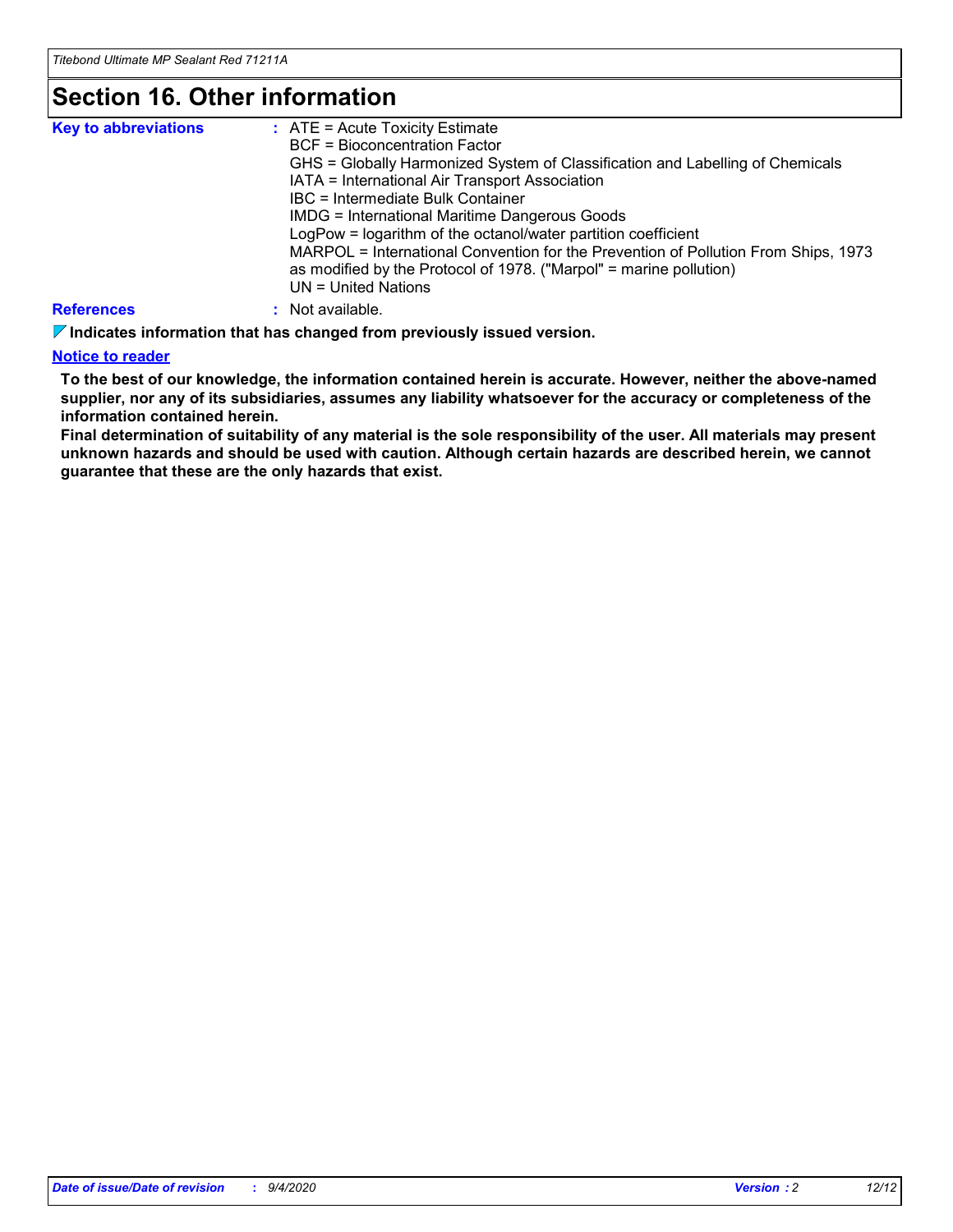# Section 16. Other information

**Key to abbreviations** : ATE = Acute Toxicity Estimate
BCF = Bioconcentration Factor
GHS = Globally Harmonized System of Classification and Labelling of Chemicals
IATA = International Air Transport Association
IBC = Intermediate Bulk Container
IMDG = International Maritime Dangerous Goods
LogPow = logarithm of the octanol/water partition coefficient
MARPOL = International Convention for the Prevention of Pollution From Ships, 1973 as modified by the Protocol of 1978. ("Marpol" = marine pollution)
UN = United Nations

**References** : Not available.

**Indicates information that has changed from previously issued version.**

**Notice to reader**

**To the best of our knowledge, the information contained herein is accurate. However, neither the above-named supplier, nor any of its subsidiaries, assumes any liability whatsoever for the accuracy or completeness of the information contained herein.**

**Final determination of suitability of any material is the sole responsibility of the user. All materials may present unknown hazards and should be used with caution. Although certain hazards are described herein, we cannot guarantee that these are the only hazards that exist.**